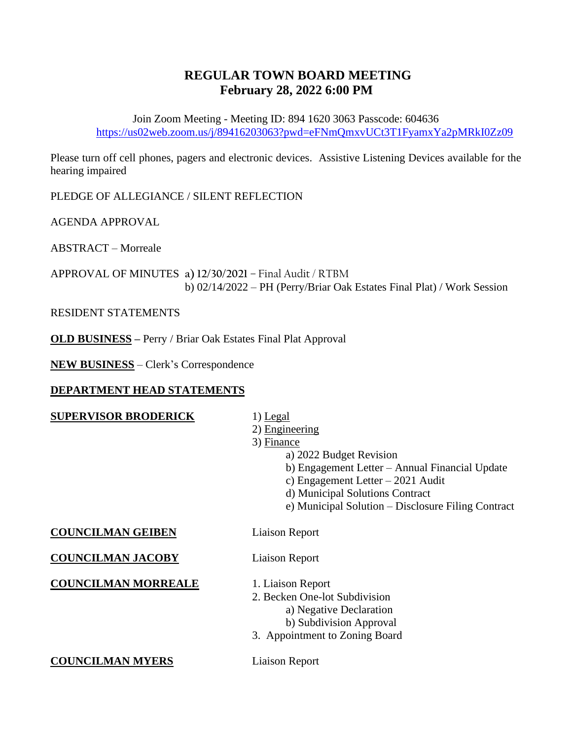# REGULAR TOWN BOARD MEETING
## February 28, 2022 6:00 PM

Join Zoom Meeting - Meeting ID: 894 1620 3063 Passcode: 604636
https://us02web.zoom.us/j/89416203063?pwd=eFNmQmxvUCt3T1FyamxYa2pMRkI0Zz09

Please turn off cell phones, pagers and electronic devices. Assistive Listening Devices available for the hearing impaired

PLEDGE OF ALLEGIANCE / SILENT REFLECTION

AGENDA APPROVAL

ABSTRACT – Morreale

APPROVAL OF MINUTES a) 12/30/2021 – Final Audit / RTBM
b) 02/14/2022 – PH (Perry/Briar Oak Estates Final Plat) / Work Session

RESIDENT STATEMENTS

**OLD BUSINESS** – Perry / Briar Oak Estates Final Plat Approval

**NEW BUSINESS** – Clerk's Correspondence

**DEPARTMENT HEAD STATEMENTS**

**SUPERVISOR BRODERICK**
1) Legal
2) Engineering
3) Finance
   - a) 2022 Budget Revision
   - b) Engagement Letter – Annual Financial Update
   - c) Engagement Letter – 2021 Audit
   - d) Municipal Solutions Contract
   - e) Municipal Solution – Disclosure Filing Contract

**COUNCILMAN GEIBEN** Liaison Report

**COUNCILMAN JACOBY** Liaison Report

**COUNCILMAN MORREALE**
1. Liaison Report
2. Becken One-lot Subdivision
   - a) Negative Declaration
   - b) Subdivision Approval
3. Appointment to Zoning Board

**COUNCILMAN MYERS** Liaison Report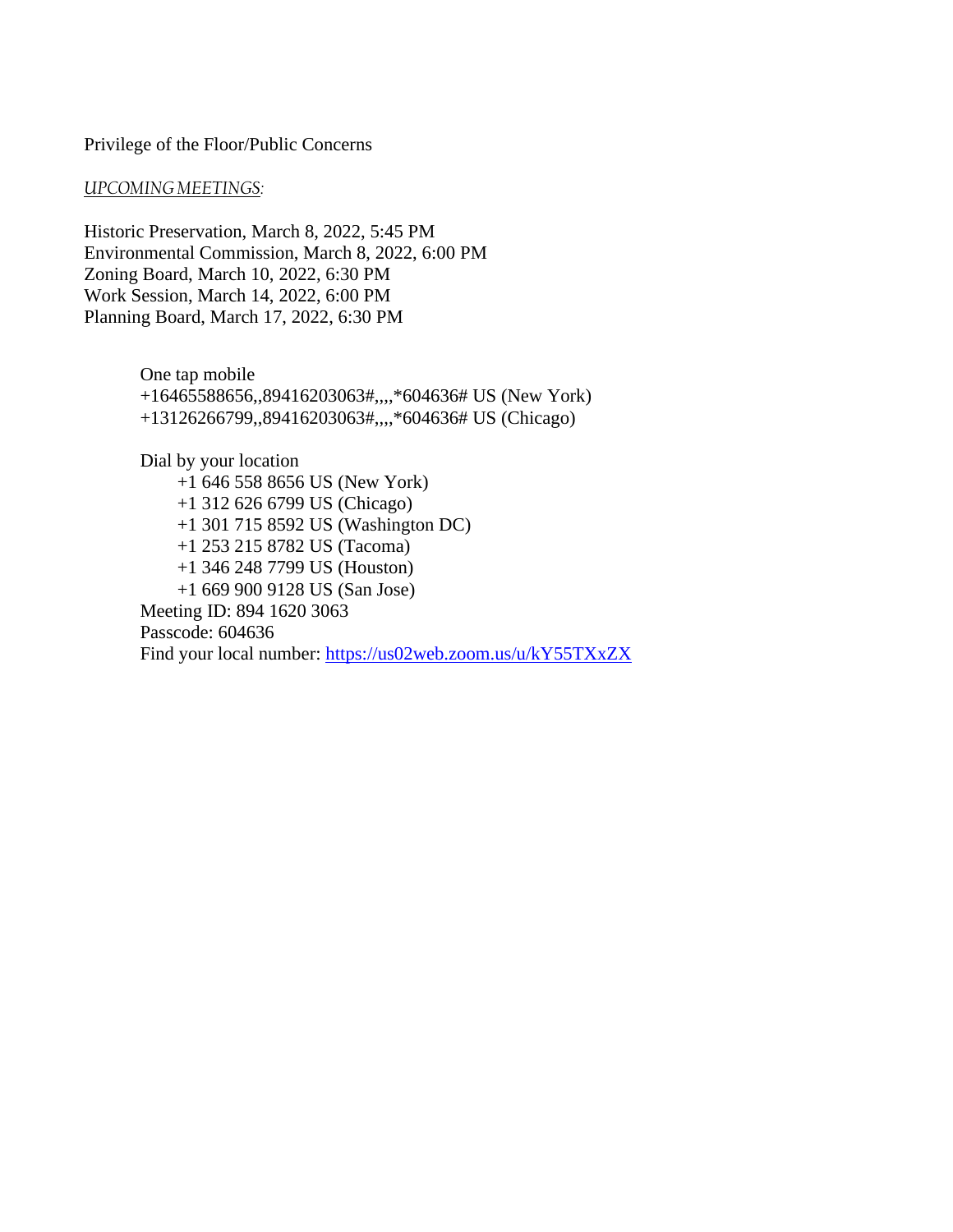Privilege of the Floor/Public Concerns

*UPCOMING MEETINGS:*

Historic Preservation, March 8, 2022, 5:45 PM
Environmental Commission, March 8, 2022, 6:00 PM
Zoning Board, March 10, 2022, 6:30 PM
Work Session, March 14, 2022, 6:00 PM
Planning Board, March 17, 2022, 6:30 PM

One tap mobile
+16465588656,,89416203063#,,,,*604636# US (New York)
+13126266799,,89416203063#,,,,*604636# US (Chicago)

Dial by your location
+1 646 558 8656 US (New York)
+1 312 626 6799 US (Chicago)
+1 301 715 8592 US (Washington DC)
+1 253 215 8782 US (Tacoma)
+1 346 248 7799 US (Houston)
+1 669 900 9128 US (San Jose)
Meeting ID: 894 1620 3063
Passcode: 604636
Find your local number: https://us02web.zoom.us/u/kY55TXxZX